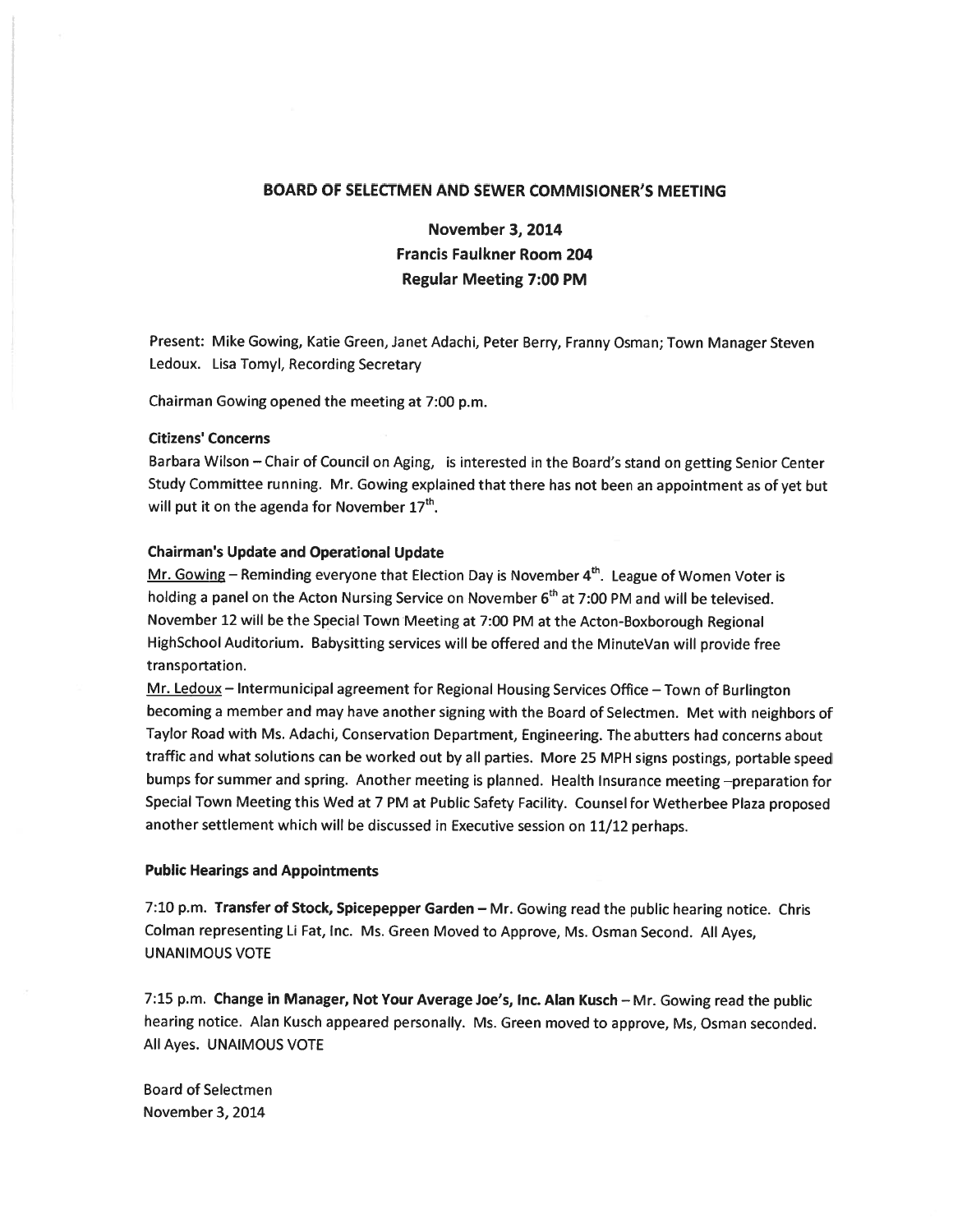## BOARD OF SELECTMEN AND SEWER COMMISIONER'S MEETING

### November 3, 2014
### Francis Faulkner Room 204
### Regular Meeting 7:00 PM

Present: Mike Gowing, Katie Green, Janet Adachi, Peter Berry, Franny Osman; Town Manager Steven Ledoux. Lisa Tomyl, Recording Secretary

Chairman Gowing opened the meeting at 7:00 p.m.

**Citizens' Concerns**

Barbara Wilson – Chair of Council on Aging, is interested in the Board's stand on getting Senior Center Study Committee running. Mr. Gowing explained that there has not been an appointment as of yet but will put it on the agenda for November 17th.

**Chairman's Update and Operational Update**

Mr. Gowing – Reminding everyone that Election Day is November 4th. League of Women Voter is holding a panel on the Acton Nursing Service on November 6th at 7:00 PM and will be televised. November 12 will be the Special Town Meeting at 7:00 PM at the Acton-Boxborough Regional HighSchool Auditorium. Babysitting services will be offered and the MinuteVan will provide free transportation.

Mr. Ledoux – Intermunicipal agreement for Regional Housing Services Office – Town of Burlington becoming a member and may have another signing with the Board of Selectmen. Met with neighbors of Taylor Road with Ms. Adachi, Conservation Department, Engineering. The abutters had concerns about traffic and what solutions can be worked out by all parties. More 25 MPH signs postings, portable speed bumps for summer and spring. Another meeting is planned. Health Insurance meeting –preparation for Special Town Meeting this Wed at 7 PM at Public Safety Facility. Counsel for Wetherbee Plaza proposed another settlement which will be discussed in Executive session on 11/12 perhaps.

**Public Hearings and Appointments**

7:10 p.m. **Transfer of Stock, Spicepepper Garden** – Mr. Gowing read the public hearing notice. Chris Colman representing Li Fat, Inc. Ms. Green Moved to Approve, Ms. Osman Second. All Ayes, UNANIMOUS VOTE

7:15 p.m. **Change in Manager, Not Your Average Joe's, Inc. Alan Kusch** – Mr. Gowing read the public hearing notice. Alan Kusch appeared personally. Ms. Green moved to approve, Ms, Osman seconded. All Ayes. UNAIMOUS VOTE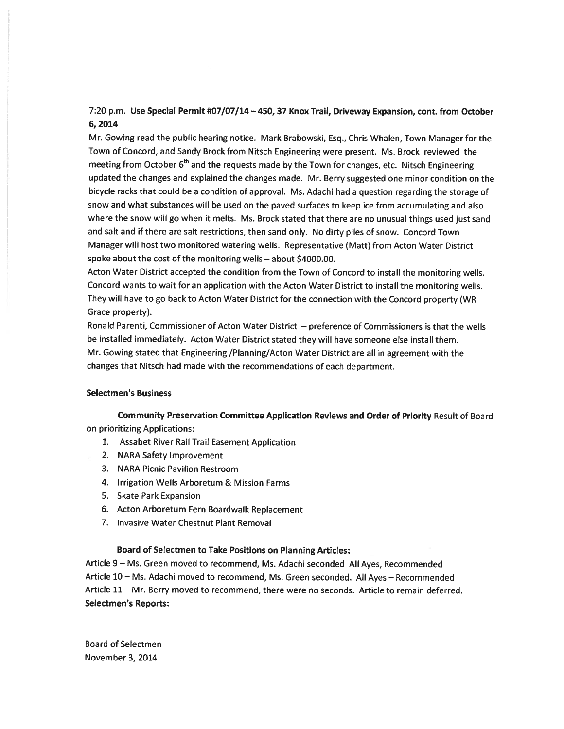7:20 p.m. **Use Special Permit #07/07/14 – 450, 37 Knox Trail, Driveway Expansion, cont. from October 6, 2014**

Mr. Gowing read the public hearing notice. Mark Brabowski, Esq., Chris Whalen, Town Manager for the Town of Concord, and Sandy Brock from Nitsch Engineering were present. Ms. Brock reviewed the meeting from October 6th and the requests made by the Town for changes, etc. Nitsch Engineering updated the changes and explained the changes made. Mr. Berry suggested one minor condition on the bicycle racks that could be a condition of approval. Ms. Adachi had a question regarding the storage of snow and what substances will be used on the paved surfaces to keep ice from accumulating and also where the snow will go when it melts. Ms. Brock stated that there are no unusual things used just sand and salt and if there are salt restrictions, then sand only. No dirty piles of snow. Concord Town Manager will host two monitored watering wells. Representative (Matt) from Acton Water District spoke about the cost of the monitoring wells – about $4000.00.

Acton Water District accepted the condition from the Town of Concord to install the monitoring wells. Concord wants to wait for an application with the Acton Water District to install the monitoring wells. They will have to go back to Acton Water District for the connection with the Concord property (WR Grace property).

Ronald Parenti, Commissioner of Acton Water District – preference of Commissioners is that the wells be installed immediately. Acton Water District stated they will have someone else install them.

Mr. Gowing stated that Engineering /Planning/Acton Water District are all in agreement with the changes that Nitsch had made with the recommendations of each department.

**Selectmen's Business**

**Community Preservation Committee Application Reviews and Order of Priority** Result of Board on prioritizing Applications:

1. Assabet River Rail Trail Easement Application
2. NARA Safety Improvement
3. NARA Picnic Pavilion Restroom
4. Irrigation Wells Arboretum & Mission Farms
5. Skate Park Expansion
6. Acton Arboretum Fern Boardwalk Replacement
7. Invasive Water Chestnut Plant Removal

**Board of Selectmen to Take Positions on Planning Articles:**

Article 9 – Ms. Green moved to recommend, Ms. Adachi seconded All Ayes, Recommended
Article 10 – Ms. Adachi moved to recommend, Ms. Green seconded. All Ayes – Recommended
Article 11 – Mr. Berry moved to recommend, there were no seconds. Article to remain deferred.

**Selectmen's Reports:**

Board of Selectmen
November 3, 2014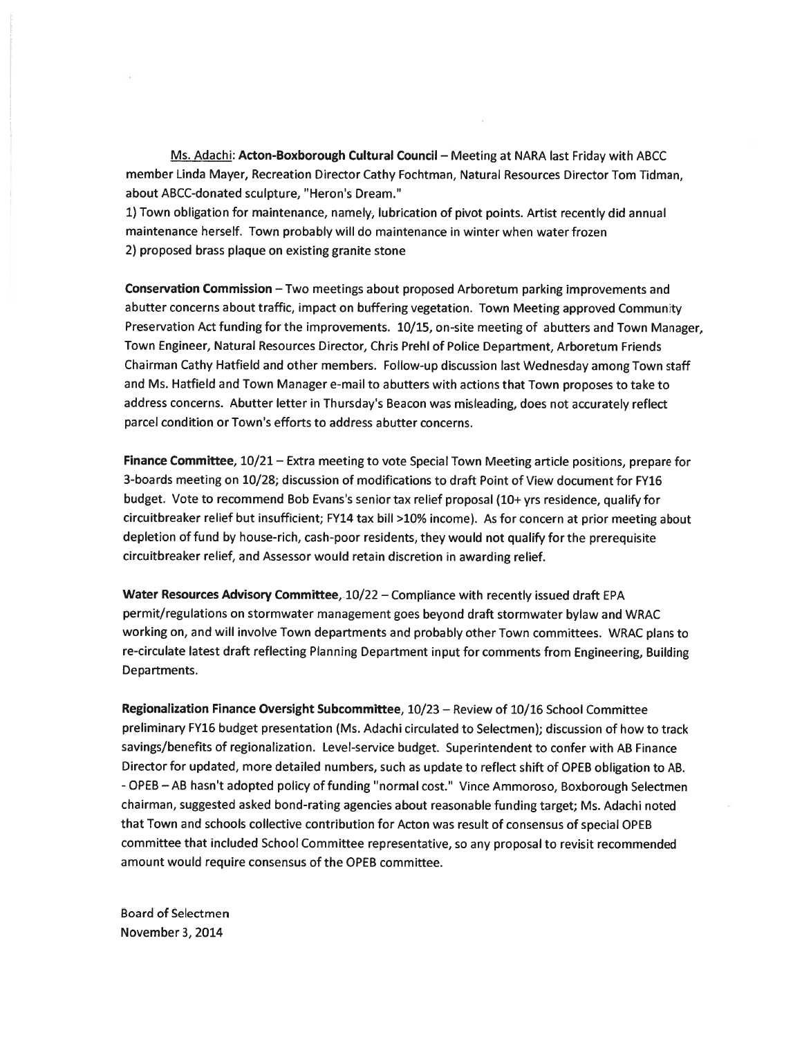Ms. Adachi: **Acton-Boxborough Cultural Council** – Meeting at NARA last Friday with ABCC member Linda Mayer, Recreation Director Cathy Fochtman, Natural Resources Director Tom Tidman, about ABCC-donated sculpture, "Heron's Dream."

1) Town obligation for maintenance, namely, lubrication of pivot points. Artist recently did annual maintenance herself. Town probably will do maintenance in winter when water frozen
2) proposed brass plaque on existing granite stone

**Conservation Commission** – Two meetings about proposed Arboretum parking improvements and abutter concerns about traffic, impact on buffering vegetation. Town Meeting approved Community Preservation Act funding for the improvements. 10/15, on-site meeting of abutters and Town Manager, Town Engineer, Natural Resources Director, Chris Prehl of Police Department, Arboretum Friends Chairman Cathy Hatfield and other members. Follow-up discussion last Wednesday among Town staff and Ms. Hatfield and Town Manager e-mail to abutters with actions that Town proposes to take to address concerns. Abutter letter in Thursday's Beacon was misleading, does not accurately reflect parcel condition or Town's efforts to address abutter concerns.

**Finance Committee**, 10/21 – Extra meeting to vote Special Town Meeting article positions, prepare for 3-boards meeting on 10/28; discussion of modifications to draft Point of View document for FY16 budget. Vote to recommend Bob Evans's senior tax relief proposal (10+ yrs residence, qualify for circuitbreaker relief but insufficient; FY14 tax bill >10% income). As for concern at prior meeting about depletion of fund by house-rich, cash-poor residents, they would not qualify for the prerequisite circuitbreaker relief, and Assessor would retain discretion in awarding relief.

**Water Resources Advisory Committee**, 10/22 – Compliance with recently issued draft EPA permit/regulations on stormwater management goes beyond draft stormwater bylaw and WRAC working on, and will involve Town departments and probably other Town committees. WRAC plans to re-circulate latest draft reflecting Planning Department input for comments from Engineering, Building Departments.

**Regionalization Finance Oversight Subcommittee**, 10/23 – Review of 10/16 School Committee preliminary FY16 budget presentation (Ms. Adachi circulated to Selectmen); discussion of how to track savings/benefits of regionalization. Level-service budget. Superintendent to confer with AB Finance Director for updated, more detailed numbers, such as update to reflect shift of OPEB obligation to AB.
- OPEB – AB hasn't adopted policy of funding "normal cost." Vince Ammoroso, Boxborough Selectmen chairman, suggested asked bond-rating agencies about reasonable funding target; Ms. Adachi noted that Town and schools collective contribution for Acton was result of consensus of special OPEB committee that included School Committee representative, so any proposal to revisit recommended amount would require consensus of the OPEB committee.

Board of Selectmen
November 3, 2014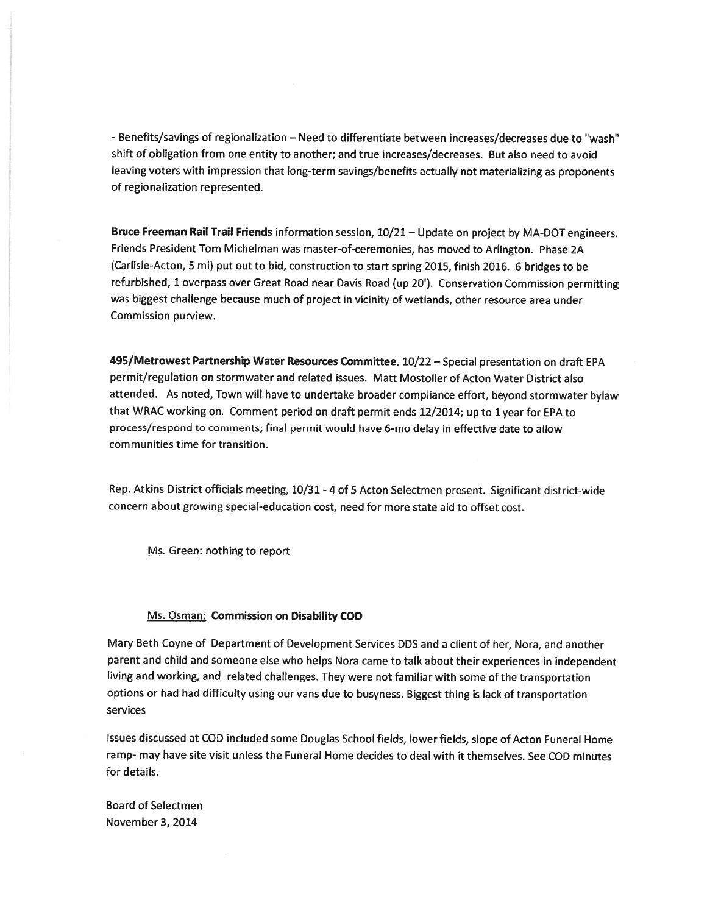- Benefits/savings of regionalization – Need to differentiate between increases/decreases due to "wash" shift of obligation from one entity to another; and true increases/decreases. But also need to avoid leaving voters with impression that long-term savings/benefits actually not materializing as proponents of regionalization represented.

**Bruce Freeman Rail Trail Friends** information session, 10/21 – Update on project by MA-DOT engineers. Friends President Tom Michelman was master-of-ceremonies, has moved to Arlington. Phase 2A (Carlisle-Acton, 5 mi) put out to bid, construction to start spring 2015, finish 2016. 6 bridges to be refurbished, 1 overpass over Great Road near Davis Road (up 20'). Conservation Commission permitting was biggest challenge because much of project in vicinity of wetlands, other resource area under Commission purview.

**495/Metrowest Partnership Water Resources Committee**, 10/22 – Special presentation on draft EPA permit/regulation on stormwater and related issues. Matt Mostoller of Acton Water District also attended. As noted, Town will have to undertake broader compliance effort, beyond stormwater bylaw that WRAC working on. Comment period on draft permit ends 12/2014; up to 1 year for EPA to process/respond to comments; final permit would have 6-mo delay in effective date to allow communities time for transition.

Rep. Atkins District officials meeting, 10/31 - 4 of 5 Acton Selectmen present. Significant district-wide concern about growing special-education cost, need for more state aid to offset cost.

Ms. Green: nothing to report

Ms. Osman: **Commission on Disability COD**

Mary Beth Coyne of Department of Development Services DDS and a client of her, Nora, and another parent and child and someone else who helps Nora came to talk about their experiences in independent living and working, and related challenges. They were not familiar with some of the transportation options or had had difficulty using our vans due to busyness. Biggest thing is lack of transportation services

Issues discussed at COD included some Douglas School fields, lower fields, slope of Acton Funeral Home ramp- may have site visit unless the Funeral Home decides to deal with it themselves. See COD minutes for details.

Board of Selectmen
November 3, 2014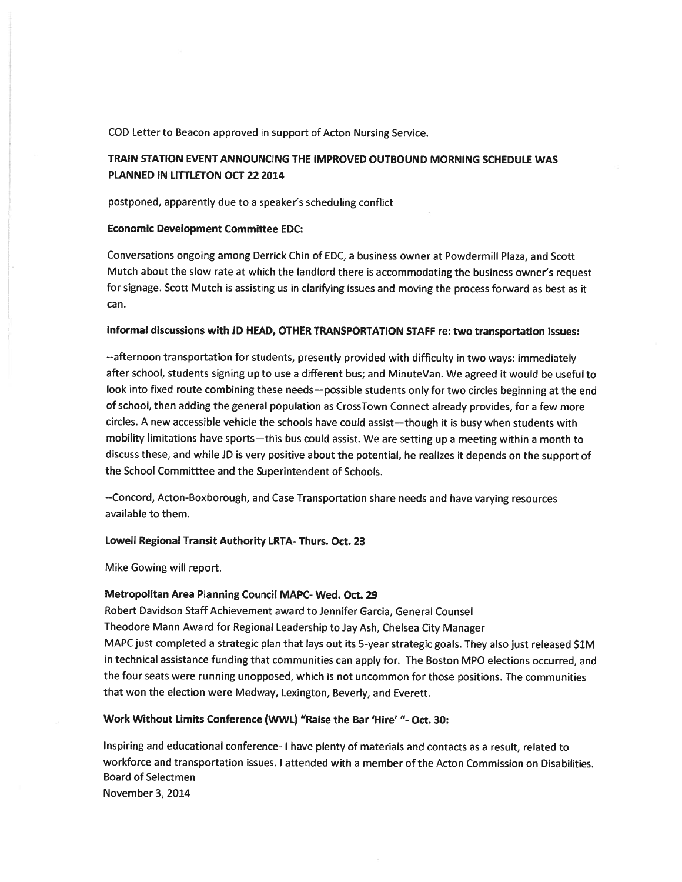COD Letter to Beacon approved in support of Acton Nursing Service.

**TRAIN STATION EVENT ANNOUNCING THE IMPROVED OUTBOUND MORNING SCHEDULE WAS PLANNED IN LITTLETON OCT 22 2014**

postponed, apparently due to a speaker's scheduling conflict

**Economic Development Committee EDC:**

Conversations ongoing among Derrick Chin of EDC, a business owner at Powdermill Plaza, and Scott Mutch about the slow rate at which the landlord there is accommodating the business owner's request for signage. Scott Mutch is assisting us in clarifying issues and moving the process forward as best as it can.

**Informal discussions with JD HEAD, OTHER TRANSPORTATION STAFF re: two transportation issues:**

--afternoon transportation for students, presently provided with difficulty in two ways: immediately after school, students signing up to use a different bus; and MinuteVan. We agreed it would be useful to look into fixed route combining these needs—possible students only for two circles beginning at the end of school, then adding the general population as CrossTown Connect already provides, for a few more circles. A new accessible vehicle the schools have could assist—though it is busy when students with mobility limitations have sports—this bus could assist. We are setting up a meeting within a month to discuss these, and while JD is very positive about the potential, he realizes it depends on the support of the School Committtee and the Superintendent of Schools.

--Concord, Acton-Boxborough, and Case Transportation share needs and have varying resources available to them.

**Lowell Regional Transit Authority LRTA- Thurs. Oct. 23**

Mike Gowing will report.

**Metropolitan Area Planning Council MAPC- Wed. Oct. 29**

Robert Davidson Staff Achievement award to Jennifer Garcia, General Counsel
Theodore Mann Award for Regional Leadership to Jay Ash, Chelsea City Manager
MAPC just completed a strategic plan that lays out its 5-year strategic goals. They also just released $1M in technical assistance funding that communities can apply for. The Boston MPO elections occurred, and the four seats were running unopposed, which is not uncommon for those positions. The communities that won the election were Medway, Lexington, Beverly, and Everett.

**Work Without Limits Conference (WWL) "Raise the Bar 'Hire' "- Oct. 30:**

Inspiring and educational conference- I have plenty of materials and contacts as a result, related to workforce and transportation issues. I attended with a member of the Acton Commission on Disabilities.
Board of Selectmen
November 3, 2014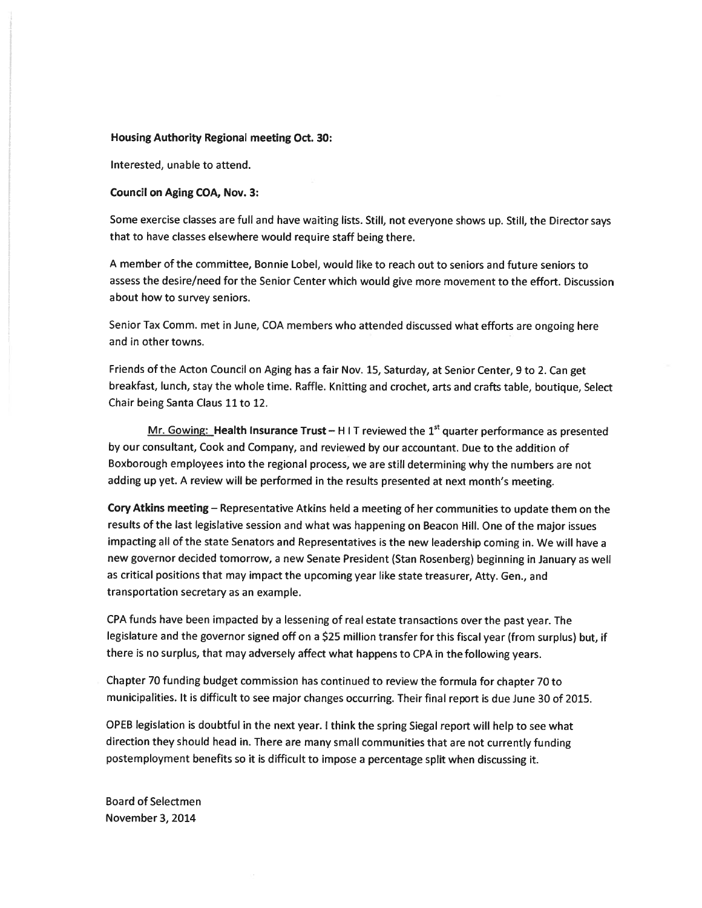**Housing Authority Regional meeting Oct. 30:**

Interested, unable to attend.

**Council on Aging COA, Nov. 3:**

Some exercise classes are full and have waiting lists. Still, not everyone shows up. Still, the Director says that to have classes elsewhere would require staff being there.

A member of the committee, Bonnie Lobel, would like to reach out to seniors and future seniors to assess the desire/need for the Senior Center which would give more movement to the effort. Discussion about how to survey seniors.

Senior Tax Comm. met in June, COA members who attended discussed what efforts are ongoing here and in other towns.

Friends of the Acton Council on Aging has a fair Nov. 15, Saturday, at Senior Center, 9 to 2. Can get breakfast, lunch, stay the whole time. Raffle. Knitting and crochet, arts and crafts table, boutique, Select Chair being Santa Claus 11 to 12.

Mr. Gowing: **Health Insurance Trust** – H I T reviewed the 1st quarter performance as presented by our consultant, Cook and Company, and reviewed by our accountant. Due to the addition of Boxborough employees into the regional process, we are still determining why the numbers are not adding up yet. A review will be performed in the results presented at next month's meeting.

**Cory Atkins meeting** – Representative Atkins held a meeting of her communities to update them on the results of the last legislative session and what was happening on Beacon Hill. One of the major issues impacting all of the state Senators and Representatives is the new leadership coming in. We will have a new governor decided tomorrow, a new Senate President (Stan Rosenberg) beginning in January as well as critical positions that may impact the upcoming year like state treasurer, Atty. Gen., and transportation secretary as an example.

CPA funds have been impacted by a lessening of real estate transactions over the past year. The legislature and the governor signed off on a $25 million transfer for this fiscal year (from surplus) but, if there is no surplus, that may adversely affect what happens to CPA in the following years.

Chapter 70 funding budget commission has continued to review the formula for chapter 70 to municipalities. It is difficult to see major changes occurring. Their final report is due June 30 of 2015.

OPEB legislation is doubtful in the next year. I think the spring Siegal report will help to see what direction they should head in. There are many small communities that are not currently funding postemployment benefits so it is difficult to impose a percentage split when discussing it.

Board of Selectmen
November 3, 2014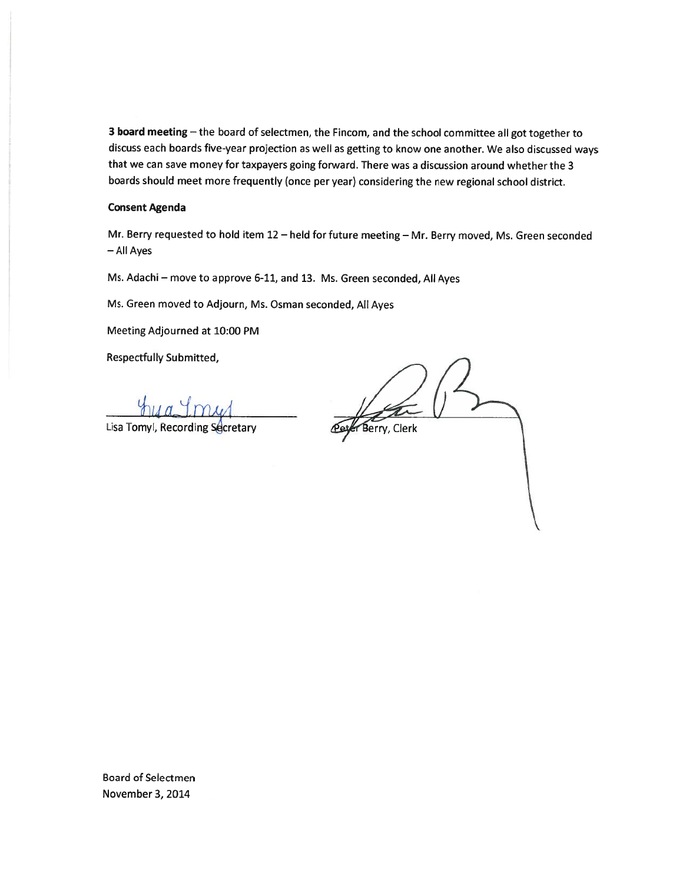**3 board meeting** – the board of selectmen, the Fincom, and the school committee all got together to discuss each boards five-year projection as well as getting to know one another. We also discussed ways that we can save money for taxpayers going forward. There was a discussion around whether the 3 boards should meet more frequently (once per year) considering the new regional school district.

**Consent Agenda**

Mr. Berry requested to hold item 12 – held for future meeting – Mr. Berry moved, Ms. Green seconded – All Ayes

Ms. Adachi – move to approve 6-11, and 13. Ms. Green seconded, All Ayes

Ms. Green moved to Adjourn, Ms. Osman seconded, All Ayes

Meeting Adjourned at 10:00 PM

Respectfully Submitted,

Lisa Tomyl, Recording Secretary

Peter Berry, Clerk

Board of Selectmen
November 3, 2014